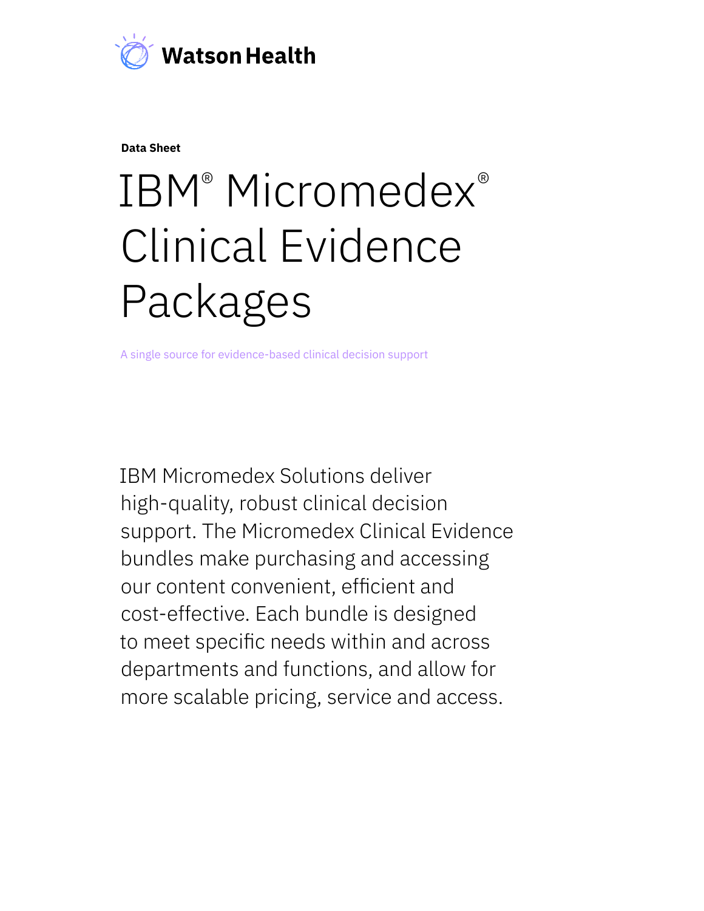Watson Health

**Data Sheet**

# IBM® Micromedex® Clinical Evidence Packages

A single source for evidence-based clinical decision support

IBM Micromedex Solutions deliver high-quality, robust clinical decision support. The Micromedex Clinical Evidence bundles make purchasing and accessing our content convenient, efficient and cost-effective. Each bundle is designed to meet specific needs within and across departments and functions, and allow for more scalable pricing, service and access.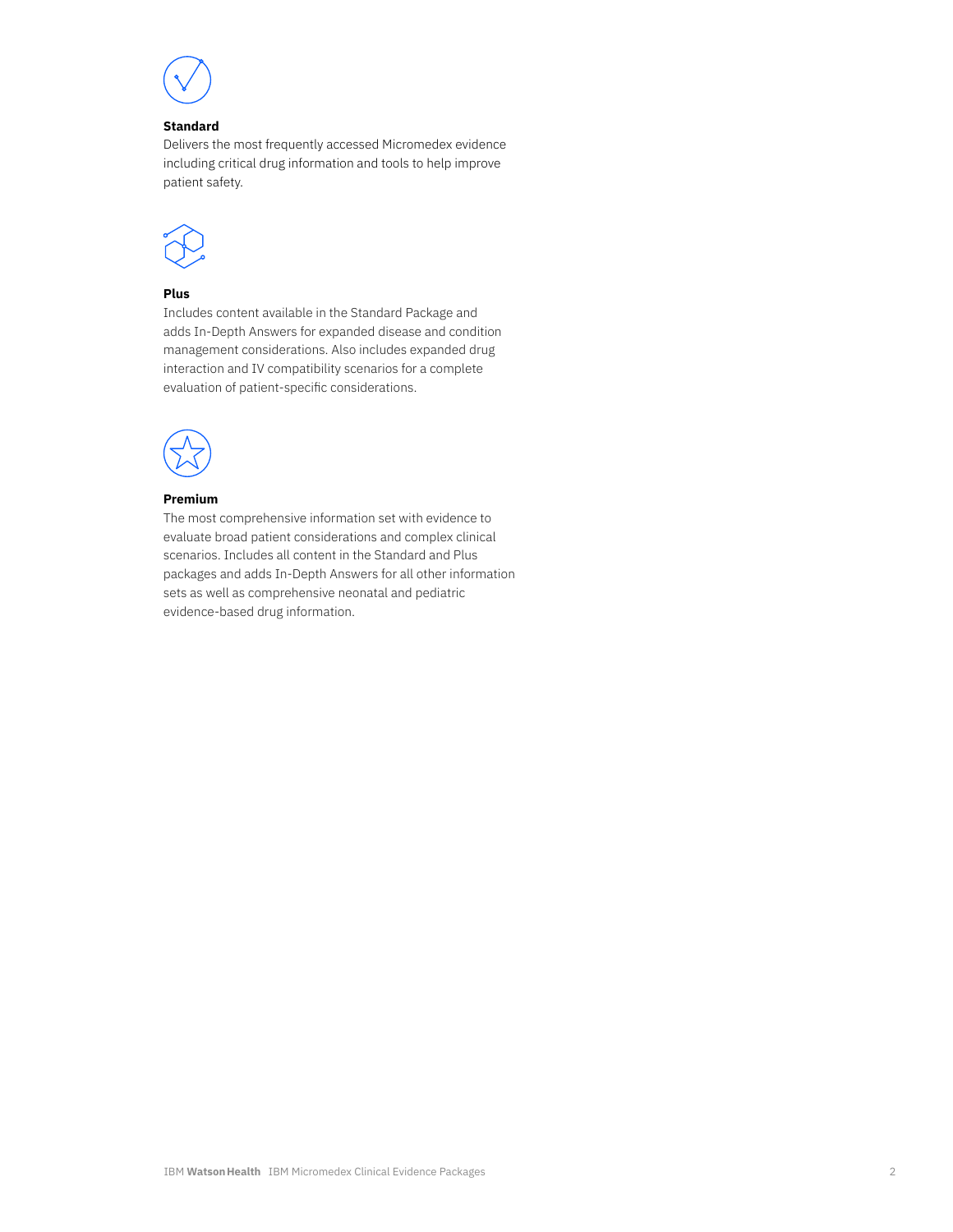### Standard

Delivers the most frequently accessed Micromedex evidence including critical drug information and tools to help improve patient safety.

### Plus

Includes content available in the Standard Package and adds In-Depth Answers for expanded disease and condition management considerations. Also includes expanded drug interaction and IV compatibility scenarios for a complete evaluation of patient-specific considerations.

### Premium

The most comprehensive information set with evidence to evaluate broad patient considerations and complex clinical scenarios. Includes all content in the Standard and Plus packages and adds In-Depth Answers for all other information sets as well as comprehensive neonatal and pediatric evidence-based drug information.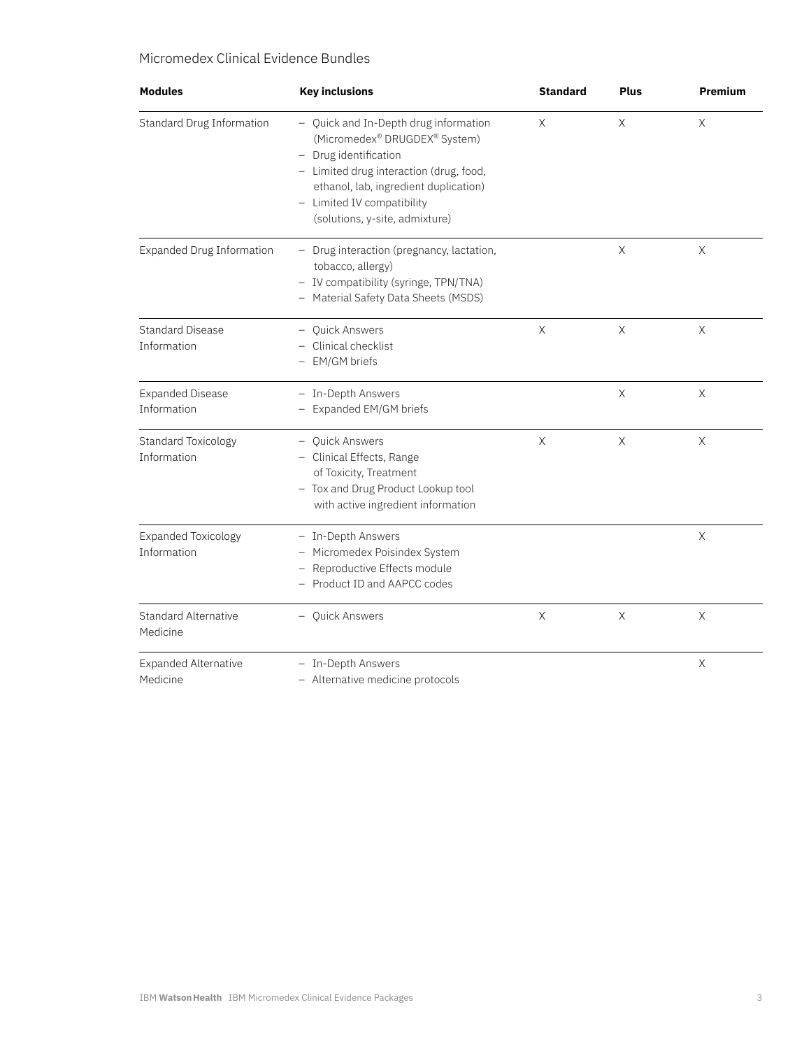## Micromedex Clinical Evidence Bundles

| Modules | Key inclusions | Standard | Plus | Premium |
|---|---|---|---|---|
| Standard Drug Information | – Quick and In-Depth drug information (Micromedex® DRUGDEX® System)<br>– Drug identification<br>– Limited drug interaction (drug, food, ethanol, lab, ingredient duplication)<br>– Limited IV compatibility (solutions, y-site, admixture) | X | X | X |
| Expanded Drug Information | – Drug interaction (pregnancy, lactation, tobacco, allergy)<br>– IV compatibility (syringe, TPN/TNA)<br>– Material Safety Data Sheets (MSDS) | | X | X |
| Standard Disease Information | – Quick Answers<br>– Clinical checklist<br>– EM/GM briefs | X | X | X |
| Expanded Disease Information | – In-Depth Answers<br>– Expanded EM/GM briefs | | X | X |
| Standard Toxicology Information | – Quick Answers<br>– Clinical Effects, Range of Toxicity, Treatment<br>– Tox and Drug Product Lookup tool with active ingredient information | X | X | X |
| Expanded Toxicology Information | – In-Depth Answers<br>– Micromedex Poisindex System<br>– Reproductive Effects module<br>– Product ID and AAPCC codes | | | X |
| Standard Alternative Medicine | – Quick Answers | X | X | X |
| Expanded Alternative Medicine | – In-Depth Answers<br>– Alternative medicine protocols | | | X |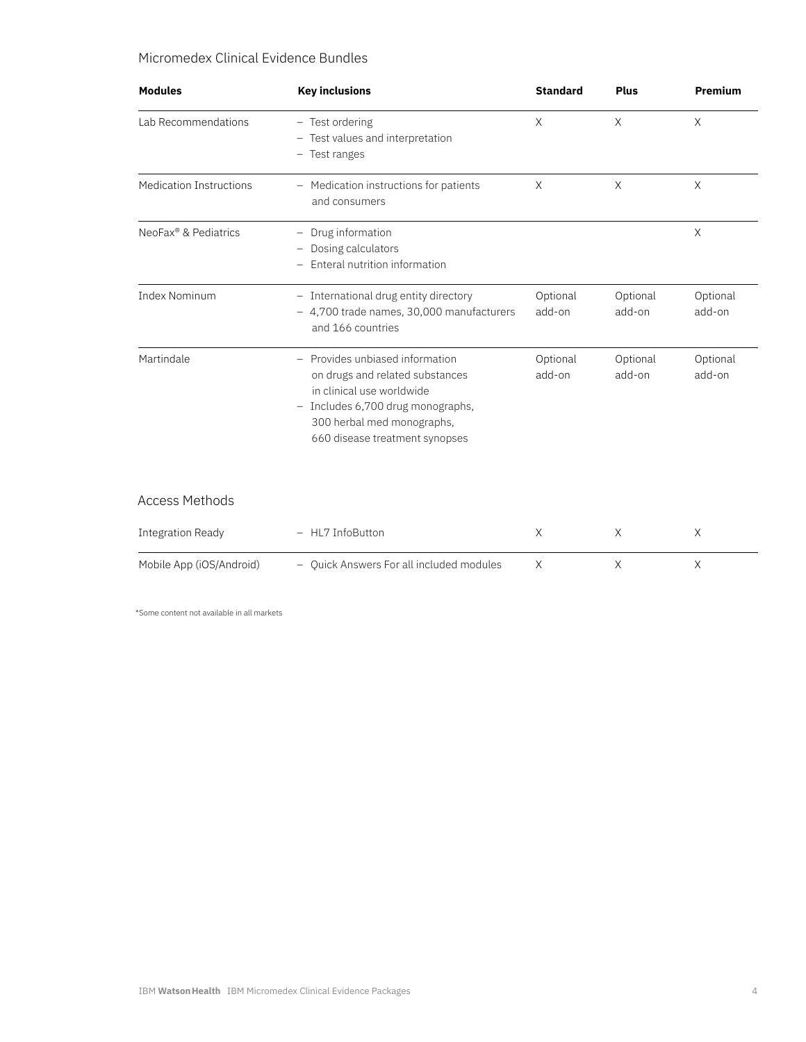## Micromedex Clinical Evidence Bundles

| Modules | Key inclusions | Standard | Plus | Premium |
|---|---|---|---|---|
| Lab Recommendations | – Test ordering<br>– Test values and interpretation<br>– Test ranges | X | X | X |
| Medication Instructions | – Medication instructions for patients and consumers | X | X | X |
| NeoFax® & Pediatrics | – Drug information<br>– Dosing calculators<br>– Enteral nutrition information | | | X |
| Index Nominum | – International drug entity directory<br>– 4,700 trade names, 30,000 manufacturers and 166 countries | Optional add-on | Optional add-on | Optional add-on |
| Martindale | – Provides unbiased information on drugs and related substances in clinical use worldwide<br>– Includes 6,700 drug monographs, 300 herbal med monographs, 660 disease treatment synopses | Optional add-on | Optional add-on | Optional add-on |

## Access Methods

| | | | | |
|---|---|---|---|---|
| Integration Ready | – HL7 InfoButton | X | X | X |
| Mobile App (iOS/Android) | – Quick Answers For all included modules | X | X | X |

*Some content not available in all markets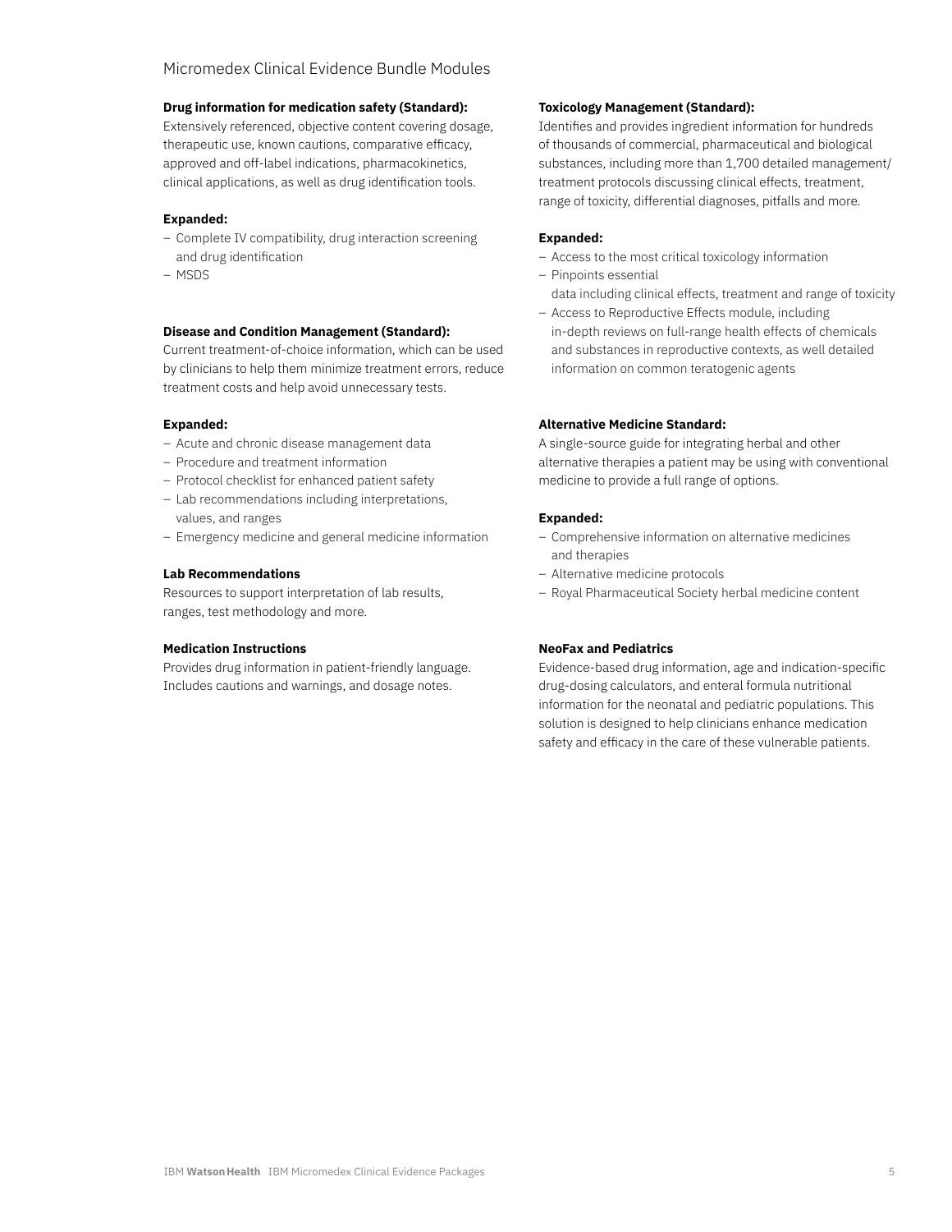## Micromedex Clinical Evidence Bundle Modules

**Drug information for medication safety (Standard):**
Extensively referenced, objective content covering dosage, therapeutic use, known cautions, comparative efficacy, approved and off-label indications, pharmacokinetics, clinical applications, as well as drug identification tools.

**Expanded:**

- Complete IV compatibility, drug interaction screening and drug identification
- MSDS

**Disease and Condition Management (Standard):**
Current treatment-of-choice information, which can be used by clinicians to help them minimize treatment errors, reduce treatment costs and help avoid unnecessary tests.

**Expanded:**

- Acute and chronic disease management data
- Procedure and treatment information
- Protocol checklist for enhanced patient safety
- Lab recommendations including interpretations, values, and ranges
- Emergency medicine and general medicine information

**Lab Recommendations**
Resources to support interpretation of lab results, ranges, test methodology and more.

**Medication Instructions**
Provides drug information in patient-friendly language. Includes cautions and warnings, and dosage notes.

**Toxicology Management (Standard):**
Identifies and provides ingredient information for hundreds of thousands of commercial, pharmaceutical and biological substances, including more than 1,700 detailed management/treatment protocols discussing clinical effects, treatment, range of toxicity, differential diagnoses, pitfalls and more.

**Expanded:**

- Access to the most critical toxicology information
- Pinpoints essential data including clinical effects, treatment and range of toxicity
- Access to Reproductive Effects module, including in-depth reviews on full-range health effects of chemicals and substances in reproductive contexts, as well detailed information on common teratogenic agents

**Alternative Medicine Standard:**
A single-source guide for integrating herbal and other alternative therapies a patient may be using with conventional medicine to provide a full range of options.

**Expanded:**

- Comprehensive information on alternative medicines and therapies
- Alternative medicine protocols
- Royal Pharmaceutical Society herbal medicine content

**NeoFax and Pediatrics**
Evidence-based drug information, age and indication-specific drug-dosing calculators, and enteral formula nutritional information for the neonatal and pediatric populations. This solution is designed to help clinicians enhance medication safety and efficacy in the care of these vulnerable patients.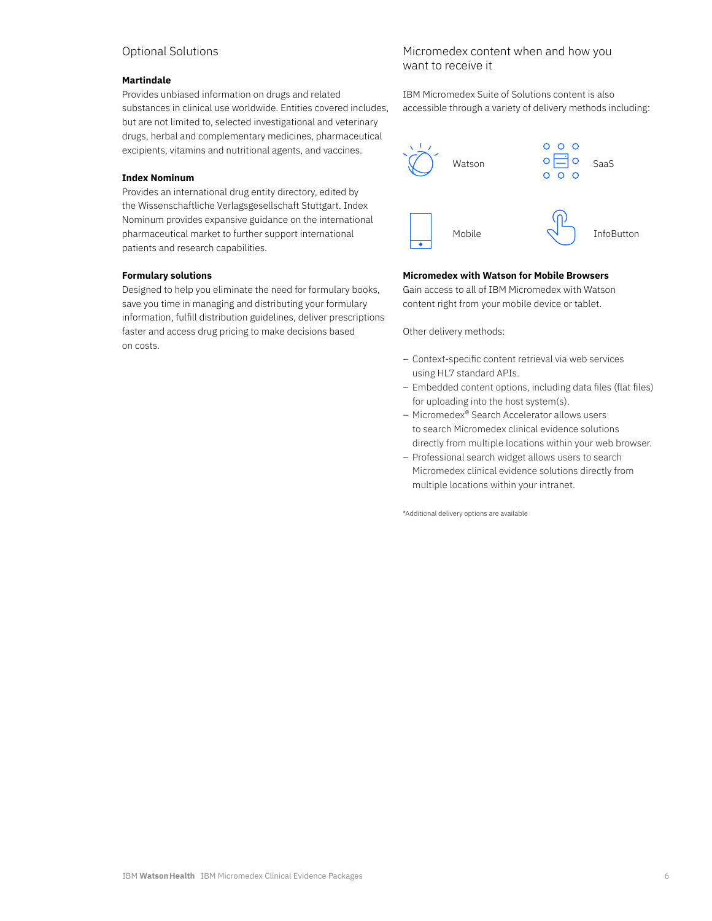## Optional Solutions

**Martindale**
Provides unbiased information on drugs and related substances in clinical use worldwide. Entities covered includes, but are not limited to, selected investigational and veterinary drugs, herbal and complementary medicines, pharmaceutical excipients, vitamins and nutritional agents, and vaccines.

**Index Nominum**
Provides an international drug entity directory, edited by the Wissenschaftliche Verlagsgesellschaft Stuttgart. Index Nominum provides expansive guidance on the international pharmaceutical market to further support international patients and research capabilities.

**Formulary solutions**
Designed to help you eliminate the need for formulary books, save you time in managing and distributing your formulary information, fulfill distribution guidelines, deliver prescriptions faster and access drug pricing to make decisions based on costs.

## Micromedex content when and how you want to receive it

IBM Micromedex Suite of Solutions content is also accessible through a variety of delivery methods including:

- Watson
- SaaS
- Mobile
- InfoButton

**Micromedex with Watson for Mobile Browsers**
Gain access to all of IBM Micromedex with Watson content right from your mobile device or tablet.

Other delivery methods:

- Context-specific content retrieval via web services using HL7 standard APIs.
- Embedded content options, including data files (flat files) for uploading into the host system(s).
- Micromedex® Search Accelerator allows users to search Micromedex clinical evidence solutions directly from multiple locations within your web browser.
- Professional search widget allows users to search Micromedex clinical evidence solutions directly from multiple locations within your intranet.

*Additional delivery options are available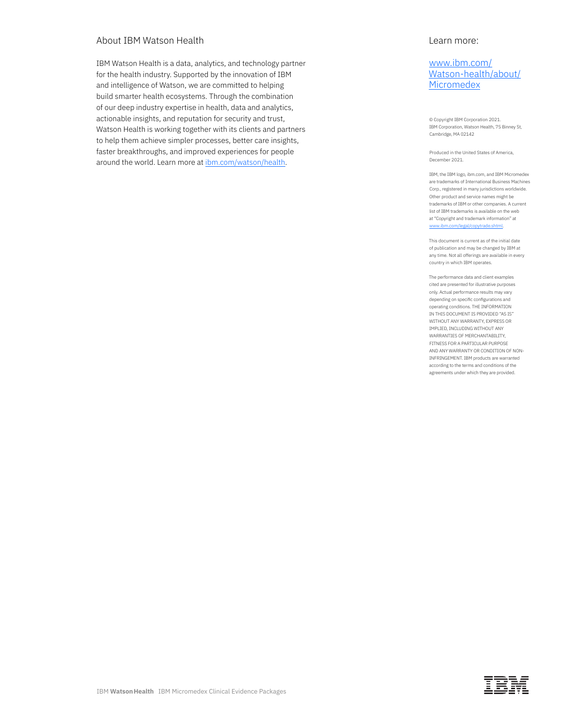## About IBM Watson Health

IBM Watson Health is a data, analytics, and technology partner for the health industry. Supported by the innovation of IBM and intelligence of Watson, we are committed to helping build smarter health ecosystems. Through the combination of our deep industry expertise in health, data and analytics, actionable insights, and reputation for security and trust, Watson Health is working together with its clients and partners to help them achieve simpler processes, better care insights, faster breakthroughs, and improved experiences for people around the world. Learn more at ibm.com/watson/health.

## Learn more:

www.ibm.com/Watson-health/about/Micromedex

© Copyright IBM Corporation 2021.
IBM Corporation, Watson Health, 75 Binney St, Cambridge, MA 02142

Produced in the United States of America, December 2021.

IBM, the IBM logo, ibm.com, and IBM Micromedex are trademarks of International Business Machines Corp., registered in many jurisdictions worldwide. Other product and service names might be trademarks of IBM or other companies. A current list of IBM trademarks is available on the web at "Copyright and trademark information" at www.ibm.com/legal/copytrade.shtml.

This document is current as of the initial date of publication and may be changed by IBM at any time. Not all offerings are available in every country in which IBM operates.

The performance data and client examples cited are presented for illustrative purposes only. Actual performance results may vary depending on specific configurations and operating conditions. THE INFORMATION IN THIS DOCUMENT IS PROVIDED "AS IS" WITHOUT ANY WARRANTY, EXPRESS OR IMPLIED, INCLUDING WITHOUT ANY WARRANTIES OF MERCHANTABILITY, FITNESS FOR A PARTICULAR PURPOSE AND ANY WARRANTY OR CONDITION OF NON-INFRINGEMENT. IBM products are warranted according to the terms and conditions of the agreements under which they are provided.